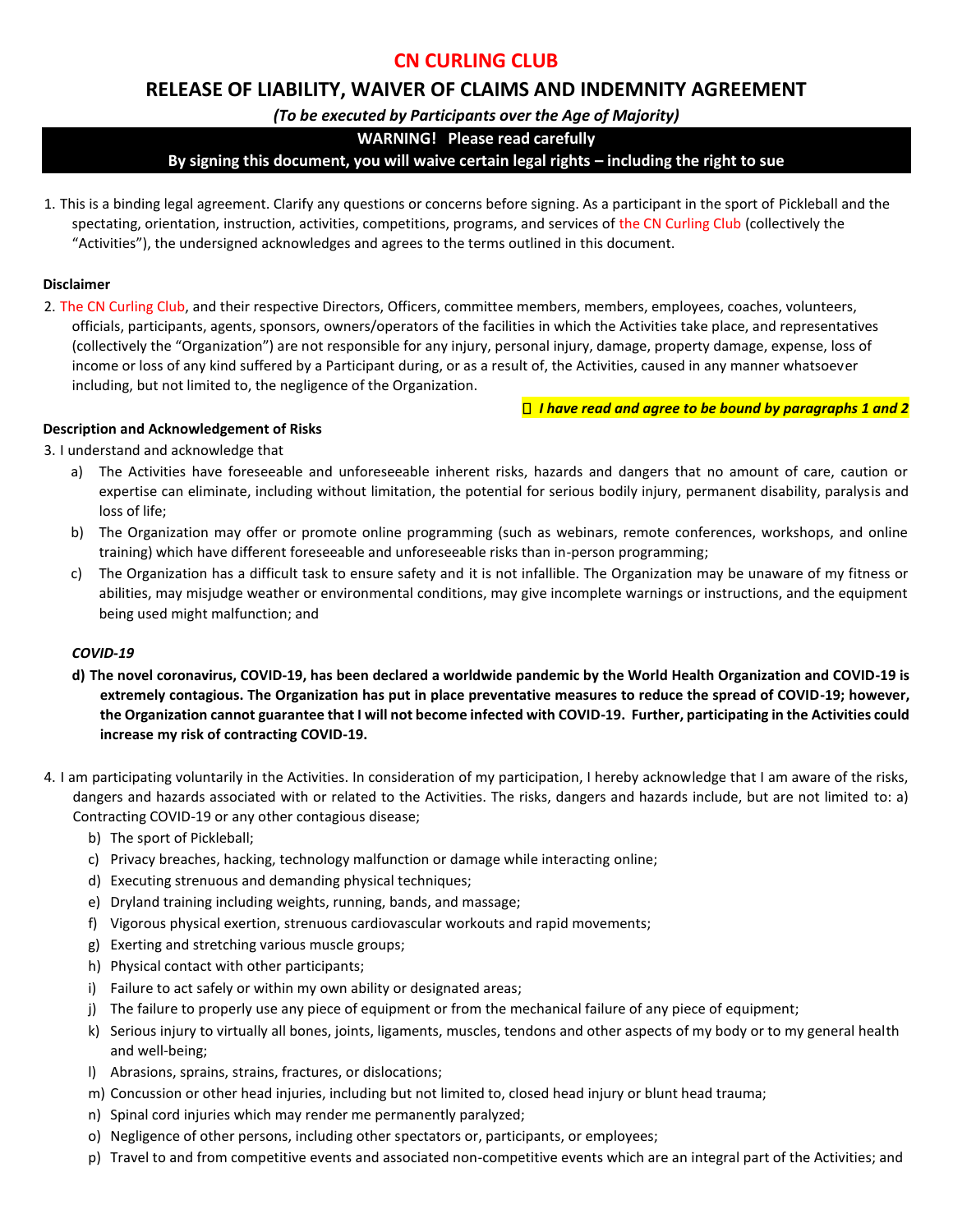# CN CURLING CLUB

## RELEASE OF LIABILITY, WAIVER OF CLAIMS AND INDEMNITY AGREEMENT

*(To be executed by Participants over the Age of Majority)*

**WARNING! Please read carefully**
**By signing this document, you will waive certain legal rights – including the right to sue**

1. This is a binding legal agreement. Clarify any questions or concerns before signing. As a participant in the sport of Pickleball and the spectating, orientation, instruction, activities, competitions, programs, and services of the CN Curling Club (collectively the "Activities"), the undersigned acknowledges and agrees to the terms outlined in this document.

**Disclaimer**

2. The CN Curling Club, and their respective Directors, Officers, committee members, members, employees, coaches, volunteers, officials, participants, agents, sponsors, owners/operators of the facilities in which the Activities take place, and representatives (collectively the "Organization") are not responsible for any injury, personal injury, damage, property damage, expense, loss of income or loss of any kind suffered by a Participant during, or as a result of, the Activities, caused in any manner whatsoever including, but not limited to, the negligence of the Organization.

☐ ***I have read and agree to be bound by paragraphs 1 and 2***

**Description and Acknowledgement of Risks**

3. I understand and acknowledge that
   a) The Activities have foreseeable and unforeseeable inherent risks, hazards and dangers that no amount of care, caution or expertise can eliminate, including without limitation, the potential for serious bodily injury, permanent disability, paralysis and loss of life;
   b) The Organization may offer or promote online programming (such as webinars, remote conferences, workshops, and online training) which have different foreseeable and unforeseeable risks than in-person programming;
   c) The Organization has a difficult task to ensure safety and it is not infallible. The Organization may be unaware of my fitness or abilities, may misjudge weather or environmental conditions, may give incomplete warnings or instructions, and the equipment being used might malfunction; and

   ***COVID-19***

   **d) The novel coronavirus, COVID-19, has been declared a worldwide pandemic by the World Health Organization and COVID-19 is extremely contagious. The Organization has put in place preventative measures to reduce the spread of COVID-19; however, the Organization cannot guarantee that I will not become infected with COVID-19. Further, participating in the Activities could increase my risk of contracting COVID-19.**

4. I am participating voluntarily in the Activities. In consideration of my participation, I hereby acknowledge that I am aware of the risks, dangers and hazards associated with or related to the Activities. The risks, dangers and hazards include, but are not limited to: a) Contracting COVID-19 or any other contagious disease;
   b) The sport of Pickleball;
   c) Privacy breaches, hacking, technology malfunction or damage while interacting online;
   d) Executing strenuous and demanding physical techniques;
   e) Dryland training including weights, running, bands, and massage;
   f) Vigorous physical exertion, strenuous cardiovascular workouts and rapid movements;
   g) Exerting and stretching various muscle groups;
   h) Physical contact with other participants;
   i) Failure to act safely or within my own ability or designated areas;
   j) The failure to properly use any piece of equipment or from the mechanical failure of any piece of equipment;
   k) Serious injury to virtually all bones, joints, ligaments, muscles, tendons and other aspects of my body or to my general health and well-being;
   l) Abrasions, sprains, strains, fractures, or dislocations;
   m) Concussion or other head injuries, including but not limited to, closed head injury or blunt head trauma;
   n) Spinal cord injuries which may render me permanently paralyzed;
   o) Negligence of other persons, including other spectators or, participants, or employees;
   p) Travel to and from competitive events and associated non-competitive events which are an integral part of the Activities; and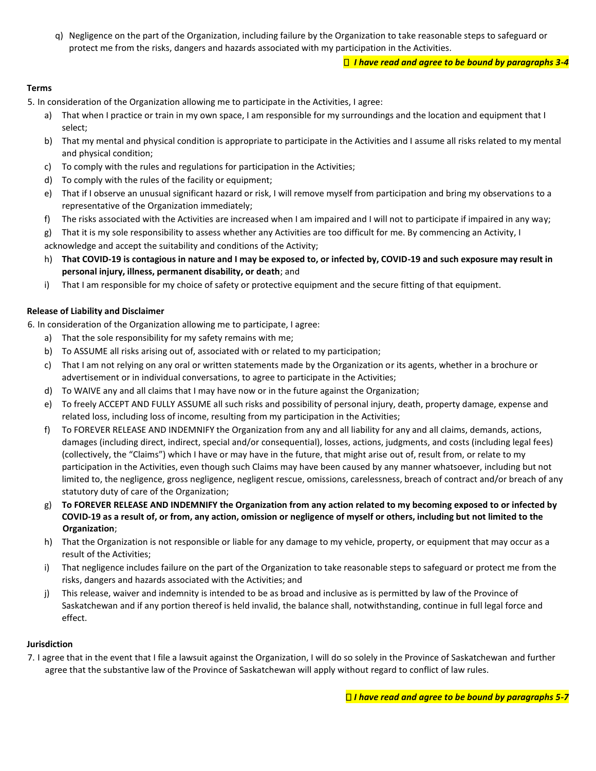q) Negligence on the part of the Organization, including failure by the Organization to take reasonable steps to safeguard or protect me from the risks, dangers and hazards associated with my participation in the Activities.

☐ ***I have read and agree to be bound by paragraphs 3-4***

**Terms**

5. In consideration of the Organization allowing me to participate in the Activities, I agree:
   a) That when I practice or train in my own space, I am responsible for my surroundings and the location and equipment that I select;
   b) That my mental and physical condition is appropriate to participate in the Activities and I assume all risks related to my mental and physical condition;
   c) To comply with the rules and regulations for participation in the Activities;
   d) To comply with the rules of the facility or equipment;
   e) That if I observe an unusual significant hazard or risk, I will remove myself from participation and bring my observations to a representative of the Organization immediately;
   f) The risks associated with the Activities are increased when I am impaired and I will not to participate if impaired in any way;
   g) That it is my sole responsibility to assess whether any Activities are too difficult for me. By commencing an Activity, I acknowledge and accept the suitability and conditions of the Activity;
   h) **That COVID-19 is contagious in nature and I may be exposed to, or infected by, COVID-19 and such exposure may result in personal injury, illness, permanent disability, or death**; and
   i) That I am responsible for my choice of safety or protective equipment and the secure fitting of that equipment.

**Release of Liability and Disclaimer**

6. In consideration of the Organization allowing me to participate, I agree:
   a) That the sole responsibility for my safety remains with me;
   b) To ASSUME all risks arising out of, associated with or related to my participation;
   c) That I am not relying on any oral or written statements made by the Organization or its agents, whether in a brochure or advertisement or in individual conversations, to agree to participate in the Activities;
   d) To WAIVE any and all claims that I may have now or in the future against the Organization;
   e) To freely ACCEPT AND FULLY ASSUME all such risks and possibility of personal injury, death, property damage, expense and related loss, including loss of income, resulting from my participation in the Activities;
   f) To FOREVER RELEASE AND INDEMNIFY the Organization from any and all liability for any and all claims, demands, actions, damages (including direct, indirect, special and/or consequential), losses, actions, judgments, and costs (including legal fees) (collectively, the "Claims") which I have or may have in the future, that might arise out of, result from, or relate to my participation in the Activities, even though such Claims may have been caused by any manner whatsoever, including but not limited to, the negligence, gross negligence, negligent rescue, omissions, carelessness, breach of contract and/or breach of any statutory duty of care of the Organization;
   g) **To FOREVER RELEASE AND INDEMNIFY the Organization from any action related to my becoming exposed to or infected by COVID-19 as a result of, or from, any action, omission or negligence of myself or others, including but not limited to the Organization**;
   h) That the Organization is not responsible or liable for any damage to my vehicle, property, or equipment that may occur as a result of the Activities;
   i) That negligence includes failure on the part of the Organization to take reasonable steps to safeguard or protect me from the risks, dangers and hazards associated with the Activities; and
   j) This release, waiver and indemnity is intended to be as broad and inclusive as is permitted by law of the Province of Saskatchewan and if any portion thereof is held invalid, the balance shall, notwithstanding, continue in full legal force and effect.

**Jurisdiction**

7. I agree that in the event that I file a lawsuit against the Organization, I will do so solely in the Province of Saskatchewan and further agree that the substantive law of the Province of Saskatchewan will apply without regard to conflict of law rules.

☐ ***I have read and agree to be bound by paragraphs 5-7***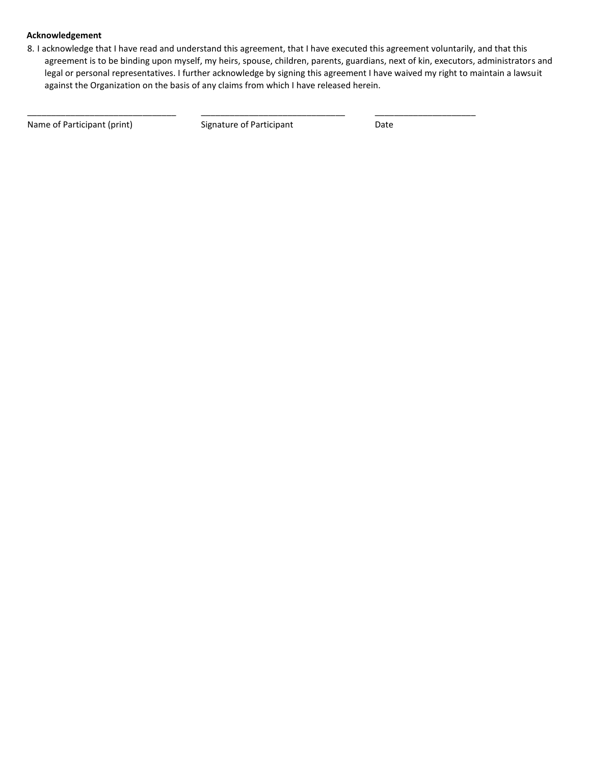**Acknowledgement**

8. I acknowledge that I have read and understand this agreement, that I have executed this agreement voluntarily, and that this agreement is to be binding upon myself, my heirs, spouse, children, parents, guardians, next of kin, executors, administrators and legal or personal representatives. I further acknowledge by signing this agreement I have waived my right to maintain a lawsuit against the Organization on the basis of any claims from which I have released herein.

| | | |
|---|---|---|
| _______________________________ | _______________________________ | _____________________ |
| Name of Participant (print) | Signature of Participant | Date |